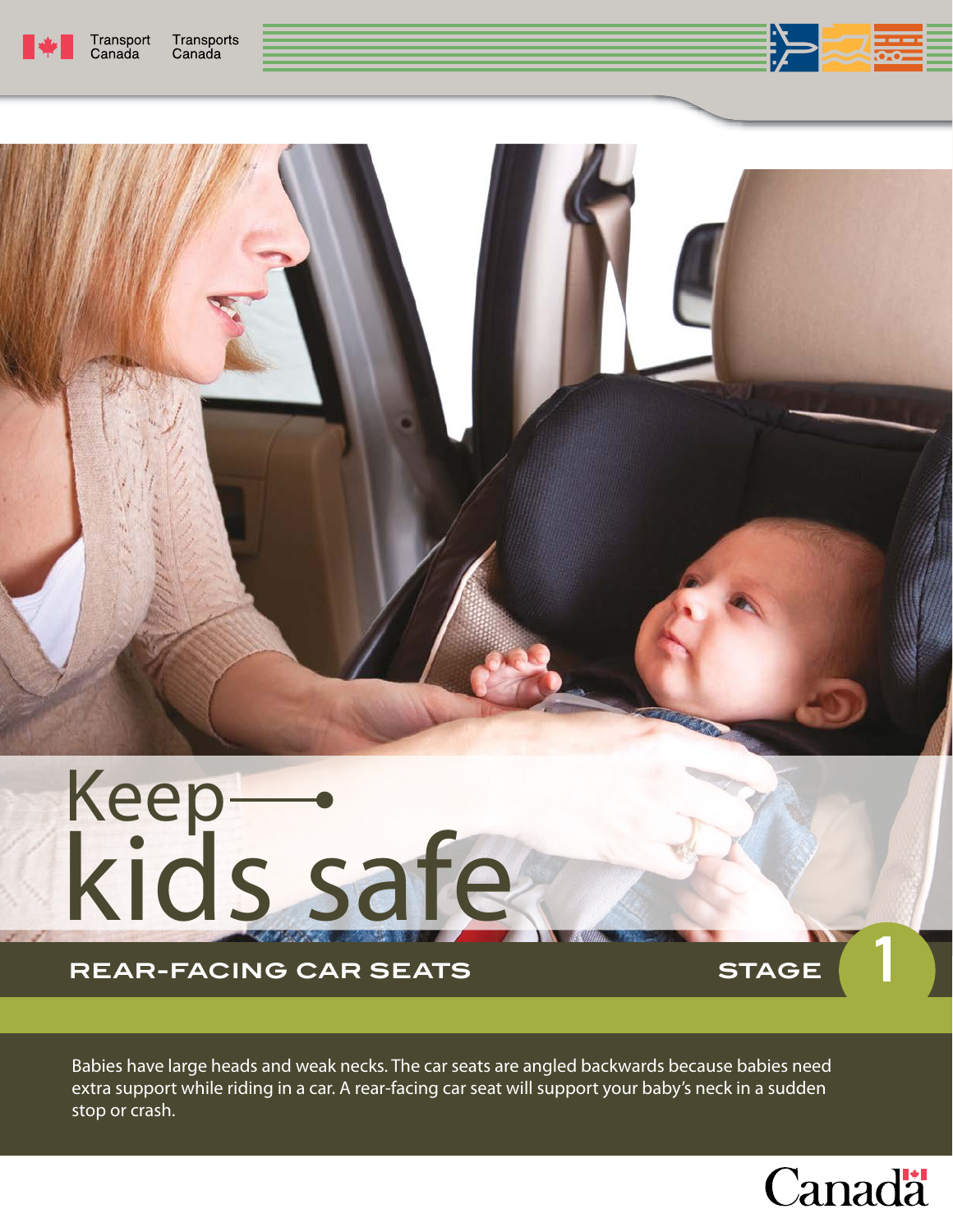Transport Canada Transports Canada

# Keep kids safe

## REAR-FACING CAR SEATS

STAGE 1

Babies have large heads and weak necks. The car seats are angled backwards because babies need extra support while riding in a car. A rear-facing car seat will support your baby's neck in a sudden stop or crash.

Canada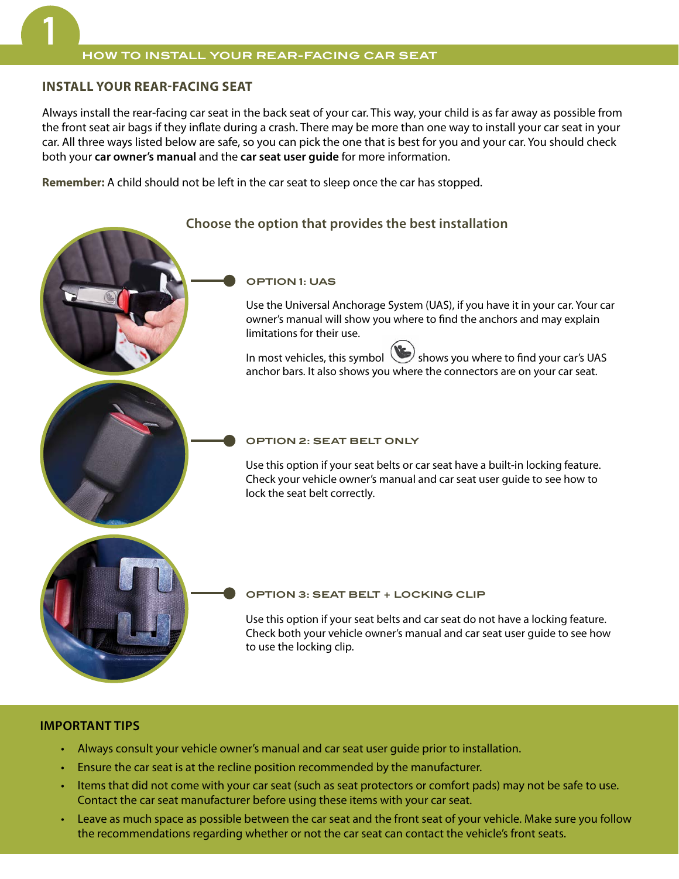# 1 HOW TO INSTALL YOUR REAR-FACING CAR SEAT

## INSTALL YOUR REAR-FACING SEAT

Always install the rear-facing car seat in the back seat of your car. This way, your child is as far away as possible from the front seat air bags if they inflate during a crash. There may be more than one way to install your car seat in your car. All three ways listed below are safe, so you can pick the one that is best for you and your car. You should check both your **car owner's manual** and the **car seat user guide** for more information.

**Remember:** A child should not be left in the car seat to sleep once the car has stopped.

### Choose the option that provides the best installation

#### OPTION 1: UAS

Use the Universal Anchorage System (UAS), if you have it in your car. Your car owner's manual will show you where to find the anchors and may explain limitations for their use.

In most vehicles, this symbol shows you where to find your car's UAS anchor bars. It also shows you where the connectors are on your car seat.

#### OPTION 2: SEAT BELT ONLY

Use this option if your seat belts or car seat have a built-in locking feature. Check your vehicle owner's manual and car seat user guide to see how to lock the seat belt correctly.

#### OPTION 3: SEAT BELT + LOCKING CLIP

Use this option if your seat belts and car seat do not have a locking feature. Check both your vehicle owner's manual and car seat user guide to see how to use the locking clip.

## IMPORTANT TIPS

- Always consult your vehicle owner's manual and car seat user guide prior to installation.
- Ensure the car seat is at the recline position recommended by the manufacturer.
- Items that did not come with your car seat (such as seat protectors or comfort pads) may not be safe to use. Contact the car seat manufacturer before using these items with your car seat.
- Leave as much space as possible between the car seat and the front seat of your vehicle. Make sure you follow the recommendations regarding whether or not the car seat can contact the vehicle's front seats.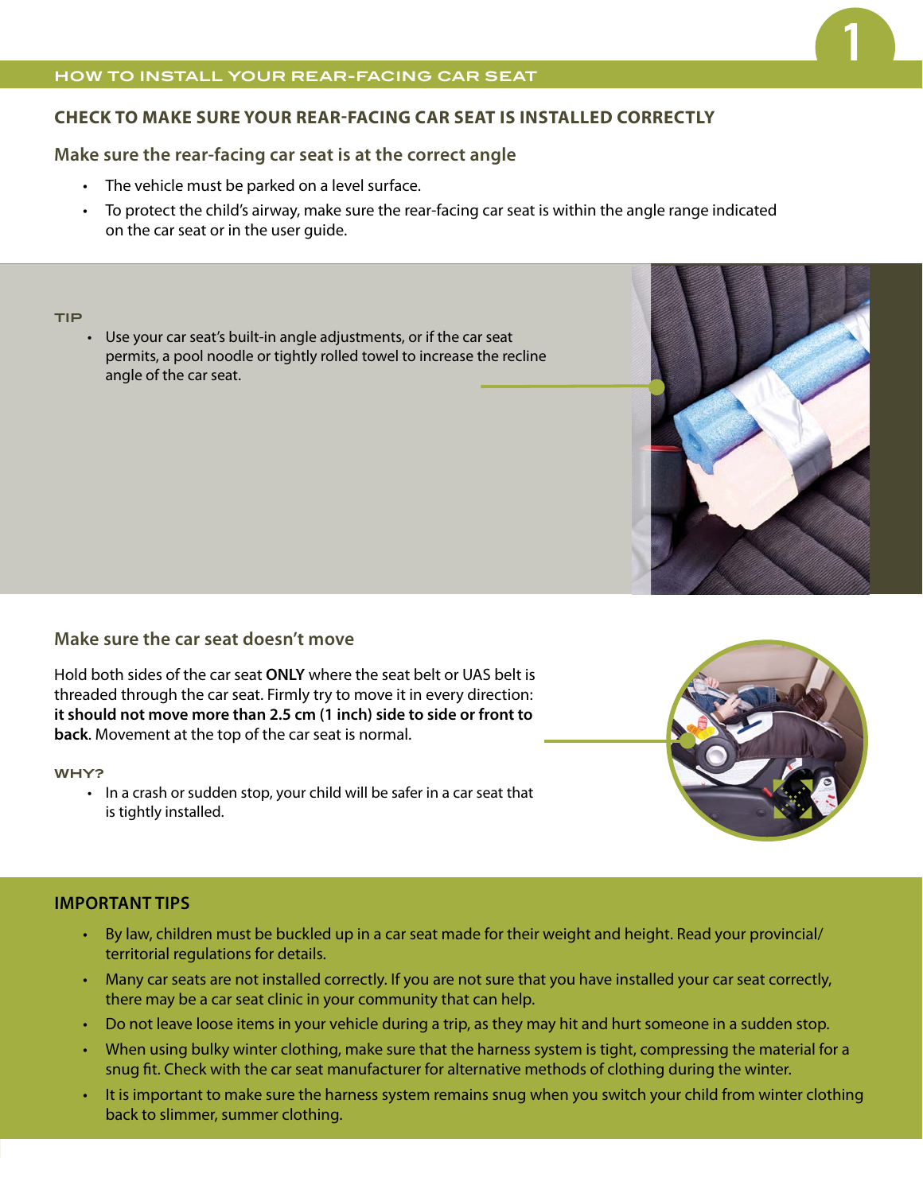## HOW TO INSTALL YOUR REAR-FACING CAR SEAT

### CHECK TO MAKE SURE YOUR REAR-FACING CAR SEAT IS INSTALLED CORRECTLY

#### Make sure the rear-facing car seat is at the correct angle

- The vehicle must be parked on a level surface.
- To protect the child's airway, make sure the rear-facing car seat is within the angle range indicated on the car seat or in the user guide.

**TIP**

- Use your car seat's built-in angle adjustments, or if the car seat permits, a pool noodle or tightly rolled towel to increase the recline angle of the car seat.

#### Make sure the car seat doesn't move

Hold both sides of the car seat **ONLY** where the seat belt or UAS belt is threaded through the car seat. Firmly try to move it in every direction: **it should not move more than 2.5 cm (1 inch) side to side or front to back**. Movement at the top of the car seat is normal.

**WHY?**

- In a crash or sudden stop, your child will be safer in a car seat that is tightly installed.

### IMPORTANT TIPS

- By law, children must be buckled up in a car seat made for their weight and height. Read your provincial/territorial regulations for details.
- Many car seats are not installed correctly. If you are not sure that you have installed your car seat correctly, there may be a car seat clinic in your community that can help.
- Do not leave loose items in your vehicle during a trip, as they may hit and hurt someone in a sudden stop.
- When using bulky winter clothing, make sure that the harness system is tight, compressing the material for a snug fit. Check with the car seat manufacturer for alternative methods of clothing during the winter.
- It is important to make sure the harness system remains snug when you switch your child from winter clothing back to slimmer, summer clothing.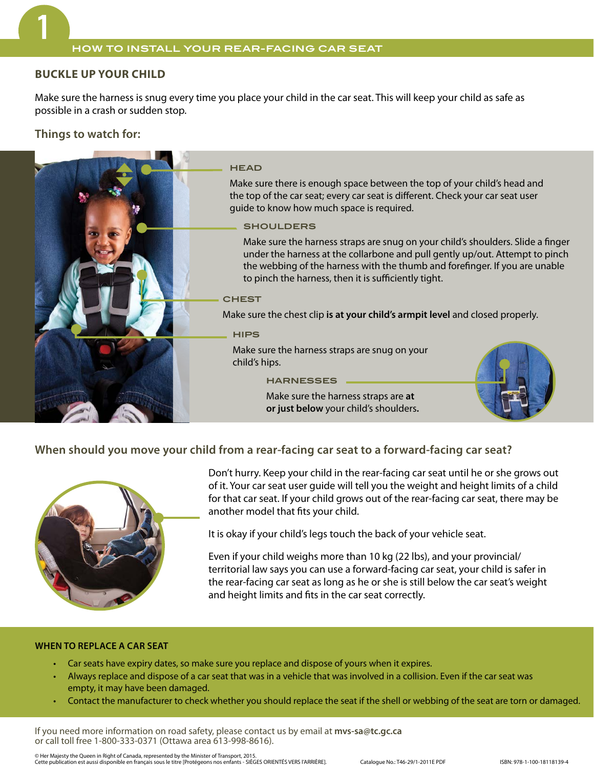## 1 HOW TO INSTALL YOUR REAR-FACING CAR SEAT

### BUCKLE UP YOUR CHILD

Make sure the harness is snug every time you place your child in the car seat. This will keep your child as safe as possible in a crash or sudden stop.

### Things to watch for:

**HEAD**

Make sure there is enough space between the top of your child's head and the top of the car seat; every car seat is different. Check your car seat user guide to know how much space is required.

**SHOULDERS**

Make sure the harness straps are snug on your child's shoulders. Slide a finger under the harness at the collarbone and pull gently up/out. Attempt to pinch the webbing of the harness with the thumb and forefinger. If you are unable to pinch the harness, then it is sufficiently tight.

**CHEST**

Make sure the chest clip **is at your child's armpit level** and closed properly.

**HIPS**

Make sure the harness straps are snug on your child's hips.

**HARNESSES**

Make sure the harness straps are **at or just below** your child's shoulders**.**

### When should you move your child from a rear-facing car seat to a forward-facing car seat?

Don't hurry. Keep your child in the rear-facing car seat until he or she grows out of it. Your car seat user guide will tell you the weight and height limits of a child for that car seat. If your child grows out of the rear-facing car seat, there may be another model that fits your child.

It is okay if your child's legs touch the back of your vehicle seat.

Even if your child weighs more than 10 kg (22 lbs), and your provincial/territorial law says you can use a forward-facing car seat, your child is safer in the rear-facing car seat as long as he or she is still below the car seat's weight and height limits and fits in the car seat correctly.

### WHEN TO REPLACE A CAR SEAT

- Car seats have expiry dates, so make sure you replace and dispose of yours when it expires.
- Always replace and dispose of a car seat that was in a vehicle that was involved in a collision. Even if the car seat was empty, it may have been damaged.
- Contact the manufacturer to check whether you should replace the seat if the shell or webbing of the seat are torn or damaged.

If you need more information on road safety, please contact us by email at **mvs-sa@tc.gc.ca** or call toll free 1-800-333-0371 (Ottawa area 613-998-8616).

© Her Majesty the Queen in Right of Canada, represented by the Minister of Transport, 2015.
Cette publication est aussi disponible en français sous le titre [Protégeons nos enfants - SIÈGES ORIENTÉS VERS l'ARRIÈRE].

Catalogue No.: T46-29/1-2011E PDF

ISBN: 978-1-100-18118139-4